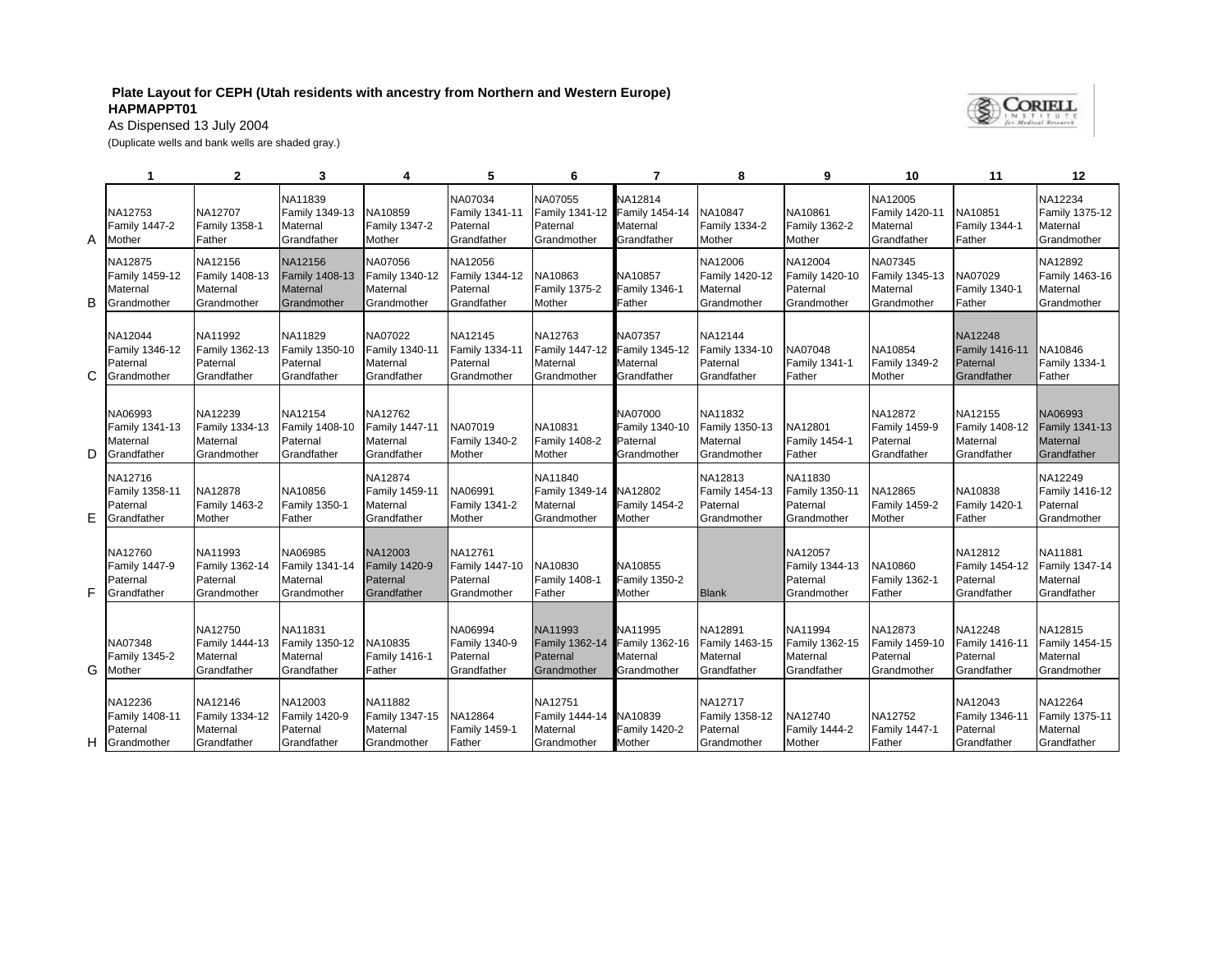**Plate Layout for CEPH (Utah residents with ancestry from Northern and Western Europe)**

**HAPMAPPT01**

As Dispensed 13 July 2004

(Duplicate wells and bank wells are shaded gray.)

| | 1 | 2 | 3 | 4 | 5 | 6 | 7 | 8 | 9 | 10 | 11 | 12 |
|---|---|---|---|---|---|---|---|---|---|---|---|---|
| A | NA12753 Family 1447-2 Mother | NA12707 Family 1358-1 Father | NA11839 Family 1349-13 Maternal Grandfather | NA10859 Family 1347-2 Mother | NA07034 Family 1341-11 Paternal Grandfather | NA07055 Family 1341-12 Paternal Grandmother | NA12814 Family 1454-14 Maternal Grandfather | NA10847 Family 1334-2 Mother | NA10861 Family 1362-2 Mother | NA12005 Family 1420-11 Maternal Grandfather | NA10851 Family 1344-1 Father | NA12234 Family 1375-12 Maternal Grandmother |
| B | NA12875 Family 1459-12 Maternal Grandmother | NA12156 Family 1408-13 Maternal Grandmother | NA12156 Family 1408-13 Maternal Grandmother | NA07056 Family 1340-12 Maternal Grandmother | NA12056 Family 1344-12 Paternal Grandfather | NA10863 Family 1375-2 Mother | NA10857 Family 1346-1 Father | NA12006 Family 1420-12 Maternal Grandmother | NA12004 Family 1420-10 Paternal Grandmother | NA07345 Family 1345-13 Maternal Grandmother | NA07029 Family 1340-1 Father | NA12892 Family 1463-16 Maternal Grandmother |
| C | NA12044 Family 1346-12 Paternal Grandmother | NA11992 Family 1362-13 Paternal Grandfather | NA11829 Family 1350-10 Paternal Grandfather | NA07022 Family 1340-11 Maternal Grandfather | NA12145 Family 1334-11 Paternal Grandmother | NA12763 Family 1447-12 Maternal Grandmother | NA07357 Family 1345-12 Maternal Grandfather | NA12144 Family 1334-10 Paternal Grandfather | NA07048 Family 1341-1 Father | NA10854 Family 1349-2 Mother | NA12248 Family 1416-11 Paternal Grandfather | NA10846 Family 1334-1 Father |
| D | NA06993 Family 1341-13 Maternal Grandfather | NA12239 Family 1334-13 Maternal Grandmother | NA12154 Family 1408-10 Paternal Grandfather | NA12762 Family 1447-11 Maternal Grandfather | NA07019 Family 1340-2 Mother | NA10831 Family 1408-2 Mother | NA07000 Family 1340-10 Paternal Grandmother | NA11832 Family 1350-13 Maternal Grandmother | NA12801 Family 1454-1 Father | NA12872 Family 1459-9 Paternal Grandfather | NA12155 Family 1408-12 Maternal Grandfather | NA06993 Family 1341-13 Maternal Grandfather |
| E | NA12716 Family 1358-11 Paternal Grandfather | NA12878 Family 1463-2 Mother | NA10856 Family 1350-1 Father | NA12874 Family 1459-11 Maternal Grandfather | NA06991 Family 1341-2 Mother | NA11840 Family 1349-14 Maternal Grandmother | NA12802 Family 1454-2 Mother | NA12813 Family 1454-13 Paternal Grandmother | NA11830 Family 1350-11 Paternal Grandmother | NA12865 Family 1459-2 Mother | NA10838 Family 1420-1 Father | NA12249 Family 1416-12 Paternal Grandmother |
| F | NA12760 Family 1447-9 Paternal Grandfather | NA11993 Family 1362-14 Paternal Grandmother | NA06985 Family 1341-14 Maternal Grandmother | NA12003 Family 1420-9 Paternal Grandfather | NA12761 Family 1447-10 Paternal Grandmother | NA10830 Family 1408-1 Father | NA10855 Family 1350-2 Mother | Blank | NA12057 Family 1344-13 Paternal Grandmother | NA10860 Family 1362-1 Father | NA12812 Family 1454-12 Paternal Grandfather | NA11881 Family 1347-14 Maternal Grandmother |
| G | NA07348 Family 1345-2 Mother | NA12750 Family 1444-13 Maternal Grandfather | NA11831 Family 1350-12 Maternal Grandfather | NA10835 Family 1416-1 Father | NA06994 Family 1340-9 Paternal Grandfather | NA11993 Family 1362-14 Paternal Grandmother | NA11995 Family 1362-16 Maternal Grandmother | NA12891 Family 1463-15 Maternal Grandfather | NA11994 Family 1362-15 Maternal Grandfather | NA12873 Family 1459-10 Paternal Grandmother | NA12248 Family 1416-11 Paternal Grandfather | NA12815 Family 1454-15 Maternal Grandmother |
| H | NA12236 Family 1408-11 Paternal Grandmother | NA12146 Family 1334-12 Maternal Grandfather | NA12003 Family 1420-9 Paternal Grandfather | NA11882 Family 1347-15 Maternal Grandmother | NA12864 Family 1459-1 Father | NA12751 Family 1444-14 Maternal Grandmother | NA10839 Family 1420-2 Mother | NA12717 Family 1358-12 Paternal Grandmother | NA12740 Family 1444-2 Mother | NA12752 Family 1447-1 Father | NA12043 Family 1346-11 Paternal Grandfather | NA12264 Family 1375-11 Maternal Grandfather |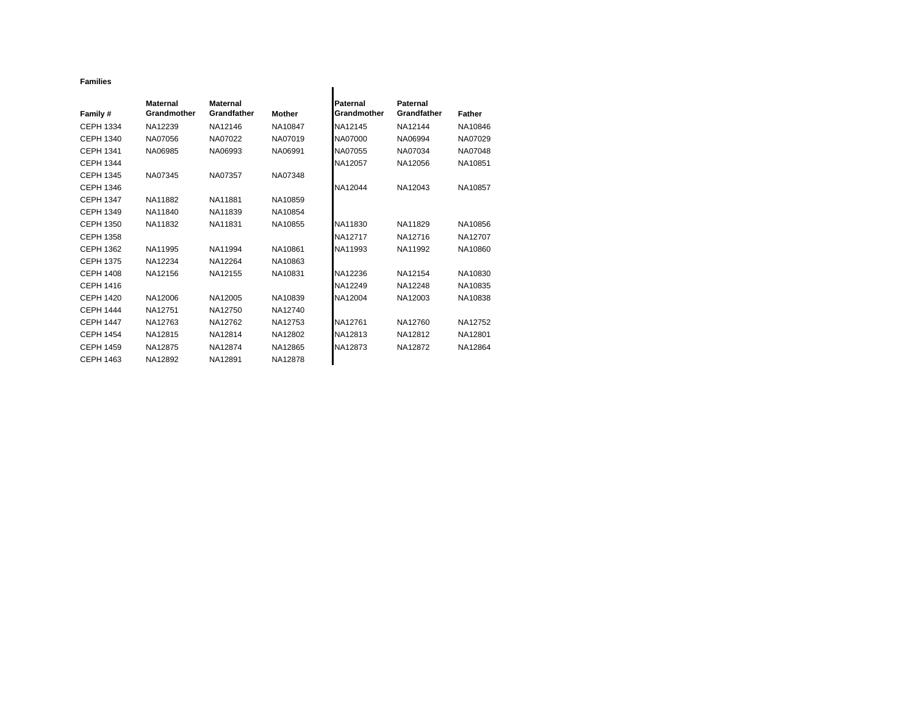**Families**

| Family # | Maternal Grandmother | Maternal Grandfather | Mother | Paternal Grandmother | Paternal Grandfather | Father |
|---|---|---|---|---|---|---|
| CEPH 1334 | NA12239 | NA12146 | NA10847 | NA12145 | NA12144 | NA10846 |
| CEPH 1340 | NA07056 | NA07022 | NA07019 | NA07000 | NA06994 | NA07029 |
| CEPH 1341 | NA06985 | NA06993 | NA06991 | NA07055 | NA07034 | NA07048 |
| CEPH 1344 | | | | NA12057 | NA12056 | NA10851 |
| CEPH 1345 | NA07345 | NA07357 | NA07348 | | | |
| CEPH 1346 | | | | NA12044 | NA12043 | NA10857 |
| CEPH 1347 | NA11882 | NA11881 | NA10859 | | | |
| CEPH 1349 | NA11840 | NA11839 | NA10854 | | | |
| CEPH 1350 | NA11832 | NA11831 | NA10855 | NA11830 | NA11829 | NA10856 |
| CEPH 1358 | | | | NA12717 | NA12716 | NA12707 |
| CEPH 1362 | NA11995 | NA11994 | NA10861 | NA11993 | NA11992 | NA10860 |
| CEPH 1375 | NA12234 | NA12264 | NA10863 | | | |
| CEPH 1408 | NA12156 | NA12155 | NA10831 | NA12236 | NA12154 | NA10830 |
| CEPH 1416 | | | | NA12249 | NA12248 | NA10835 |
| CEPH 1420 | NA12006 | NA12005 | NA10839 | NA12004 | NA12003 | NA10838 |
| CEPH 1444 | NA12751 | NA12750 | NA12740 | | | |
| CEPH 1447 | NA12763 | NA12762 | NA12753 | NA12761 | NA12760 | NA12752 |
| CEPH 1454 | NA12815 | NA12814 | NA12802 | NA12813 | NA12812 | NA12801 |
| CEPH 1459 | NA12875 | NA12874 | NA12865 | NA12873 | NA12872 | NA12864 |
| CEPH 1463 | NA12892 | NA12891 | NA12878 | | | |